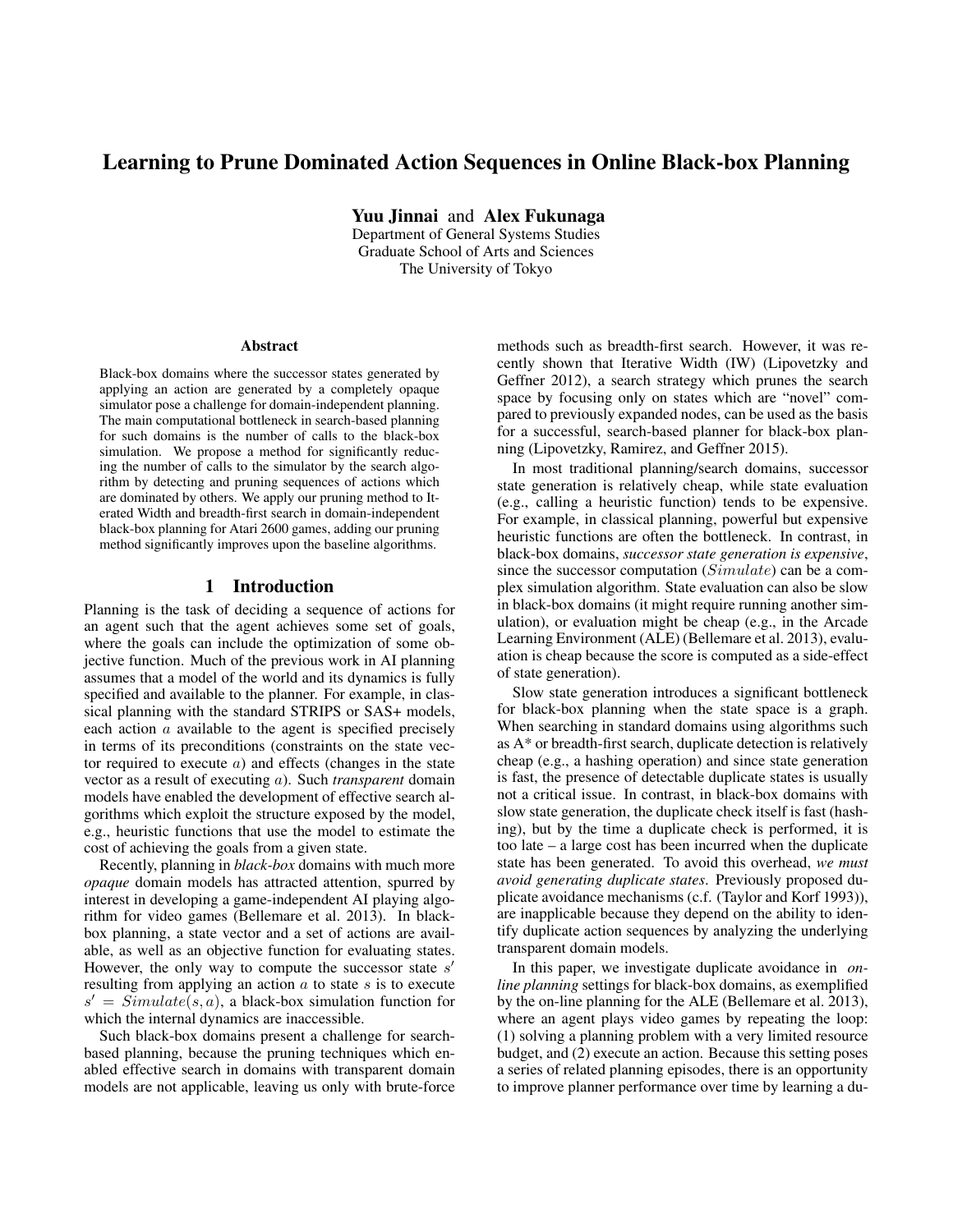# Learning to Prune Dominated Action Sequences in Online Black-box Planning

**Yuu Jinnai** and **Alex Fukunaga**
Department of General Systems Studies
Graduate School of Arts and Sciences
The University of Tokyo

### Abstract

Black-box domains where the successor states generated by applying an action are generated by a completely opaque simulator pose a challenge for domain-independent planning. The main computational bottleneck in search-based planning for such domains is the number of calls to the black-box simulation. We propose a method for significantly reducing the number of calls to the simulator by the search algorithm by detecting and pruning sequences of actions which are dominated by others. We apply our pruning method to Iterated Width and breadth-first search in domain-independent black-box planning for Atari 2600 games, adding our pruning method significantly improves upon the baseline algorithms.

## 1 Introduction

Planning is the task of deciding a sequence of actions for an agent such that the agent achieves some set of goals, where the goals can include the optimization of some objective function. Much of the previous work in AI planning assumes that a model of the world and its dynamics is fully specified and available to the planner. For example, in classical planning with the standard STRIPS or SAS+ models, each action $a$ available to the agent is specified precisely in terms of its preconditions (constraints on the state vector required to execute $a$) and effects (changes in the state vector as a result of executing $a$). Such *transparent* domain models have enabled the development of effective search algorithms which exploit the structure exposed by the model, e.g., heuristic functions that use the model to estimate the cost of achieving the goals from a given state.

Recently, planning in *black-box* domains with much more *opaque* domain models has attracted attention, spurred by interest in developing a game-independent AI playing algorithm for video games (Bellemare et al. 2013). In black-box planning, a state vector and a set of actions are available, as well as an objective function for evaluating states. However, the only way to compute the successor state $s'$ resulting from applying an action $a$ to state $s$ is to execute $s' = Simulate(s, a)$, a black-box simulation function for which the internal dynamics are inaccessible.

Such black-box domains present a challenge for search-based planning, because the pruning techniques which enabled effective search in domains with transparent domain models are not applicable, leaving us only with brute-force methods such as breadth-first search. However, it was recently shown that Iterative Width (IW) (Lipovetzky and Geffner 2012), a search strategy which prunes the search space by focusing only on states which are "novel" compared to previously expanded nodes, can be used as the basis for a successful, search-based planner for black-box planning (Lipovetzky, Ramirez, and Geffner 2015).

In most traditional planning/search domains, successor state generation is relatively cheap, while state evaluation (e.g., calling a heuristic function) tends to be expensive. For example, in classical planning, powerful but expensive heuristic functions are often the bottleneck. In contrast, in black-box domains, *successor state generation is expensive*, since the successor computation ($Simulate$) can be a complex simulation algorithm. State evaluation can also be slow in black-box domains (it might require running another simulation), or evaluation might be cheap (e.g., in the Arcade Learning Environment (ALE) (Bellemare et al. 2013), evaluation is cheap because the score is computed as a side-effect of state generation).

Slow state generation introduces a significant bottleneck for black-box planning when the state space is a graph. When searching in standard domains using algorithms such as A* or breadth-first search, duplicate detection is relatively cheap (e.g., a hashing operation) and since state generation is fast, the presence of detectable duplicate states is usually not a critical issue. In contrast, in black-box domains with slow state generation, the duplicate check itself is fast (hashing), but by the time a duplicate check is performed, it is too late – a large cost has been incurred when the duplicate state has been generated. To avoid this overhead, *we must avoid generating duplicate states*. Previously proposed duplicate avoidance mechanisms (c.f. (Taylor and Korf 1993)), are inapplicable because they depend on the ability to identify duplicate action sequences by analyzing the underlying transparent domain models.

In this paper, we investigate duplicate avoidance in *on-line planning* settings for black-box domains, as exemplified by the on-line planning for the ALE (Bellemare et al. 2013), where an agent plays video games by repeating the loop: (1) solving a planning problem with a very limited resource budget, and (2) execute an action. Because this setting poses a series of related planning episodes, there is an opportunity to improve planner performance over time by learning a du-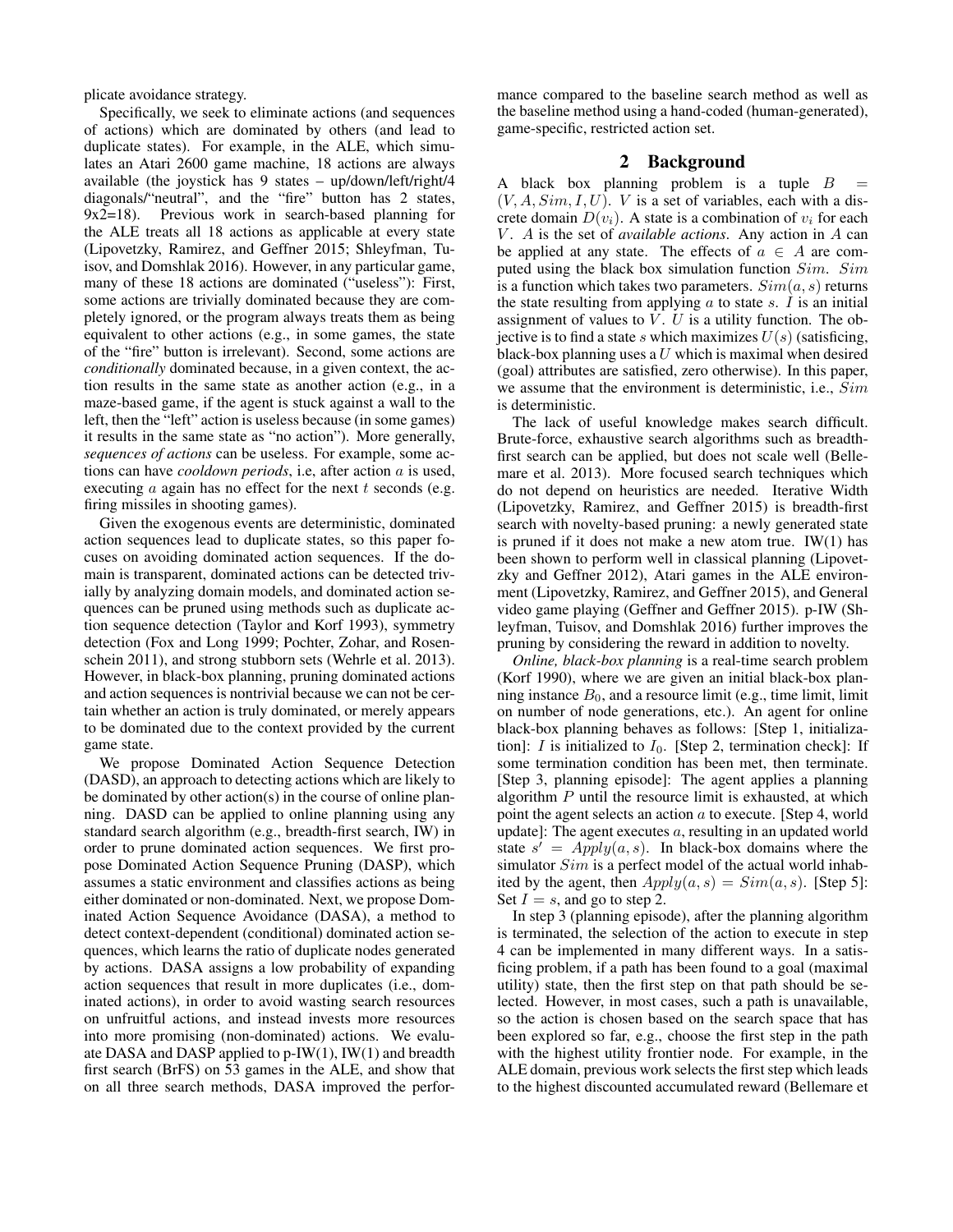plicate avoidance strategy.

Specifically, we seek to eliminate actions (and sequences of actions) which are dominated by others (and lead to duplicate states). For example, in the ALE, which simulates an Atari 2600 game machine, 18 actions are always available (the joystick has 9 states – up/down/left/right/4 diagonals/"neutral", and the "fire" button has 2 states, 9x2=18). Previous work in search-based planning for the ALE treats all 18 actions as applicable at every state (Lipovetzky, Ramirez, and Geffner 2015; Shleyfman, Tuisov, and Domshlak 2016). However, in any particular game, many of these 18 actions are dominated ("useless"): First, some actions are trivially dominated because they are completely ignored, or the program always treats them as being equivalent to other actions (e.g., in some games, the state of the "fire" button is irrelevant). Second, some actions are *conditionally* dominated because, in a given context, the action results in the same state as another action (e.g., in a maze-based game, if the agent is stuck against a wall to the left, then the "left" action is useless because (in some games) it results in the same state as "no action"). More generally, *sequences of actions* can be useless. For example, some actions can have *cooldown periods*, i.e, after action $a$ is used, executing $a$ again has no effect for the next $t$ seconds (e.g. firing missiles in shooting games).

Given the exogenous events are deterministic, dominated action sequences lead to duplicate states, so this paper focuses on avoiding dominated action sequences. If the domain is transparent, dominated actions can be detected trivially by analyzing domain models, and dominated action sequences can be pruned using methods such as duplicate action sequence detection (Taylor and Korf 1993), symmetry detection (Fox and Long 1999; Pochter, Zohar, and Rosenschein 2011), and strong stubborn sets (Wehrle et al. 2013). However, in black-box planning, pruning dominated actions and action sequences is nontrivial because we can not be certain whether an action is truly dominated, or merely appears to be dominated due to the context provided by the current game state.

We propose Dominated Action Sequence Detection (DASD), an approach to detecting actions which are likely to be dominated by other action(s) in the course of online planning. DASD can be applied to online planning using any standard search algorithm (e.g., breadth-first search, IW) in order to prune dominated action sequences. We first propose Dominated Action Sequence Pruning (DASP), which assumes a static environment and classifies actions as being either dominated or non-dominated. Next, we propose Dominated Action Sequence Avoidance (DASA), a method to detect context-dependent (conditional) dominated action sequences, which learns the ratio of duplicate nodes generated by actions. DASA assigns a low probability of expanding action sequences that result in more duplicates (i.e., dominated actions), in order to avoid wasting search resources on unfruitful actions, and instead invests more resources into more promising (non-dominated) actions. We evaluate DASA and DASP applied to p-IW(1), IW(1) and breadth first search (BrFS) on 53 games in the ALE, and show that on all three search methods, DASA improved the performance compared to the baseline search method as well as the baseline method using a hand-coded (human-generated), game-specific, restricted action set.

## 2 Background

A black box planning problem is a tuple $B = (V, A, Sim, I, U)$. $V$ is a set of variables, each with a discrete domain $D(v_i)$. A state is a combination of $v_i$ for each $V$. $A$ is the set of *available actions*. Any action in $A$ can be applied at any state. The effects of $a \in A$ are computed using the black box simulation function $Sim$. $Sim$ is a function which takes two parameters. $Sim(a, s)$ returns the state resulting from applying $a$ to state $s$. $I$ is an initial assignment of values to $V$. $U$ is a utility function. The objective is to find a state $s$ which maximizes $U(s)$ (satisficing, black-box planning uses a $U$ which is maximal when desired (goal) attributes are satisfied, zero otherwise). In this paper, we assume that the environment is deterministic, i.e., $Sim$ is deterministic.

The lack of useful knowledge makes search difficult. Brute-force, exhaustive search algorithms such as breadth-first search can be applied, but does not scale well (Bellemare et al. 2013). More focused search techniques which do not depend on heuristics are needed. Iterative Width (Lipovetzky, Ramirez, and Geffner 2015) is breadth-first search with novelty-based pruning: a newly generated state is pruned if it does not make a new atom true. IW(1) has been shown to perform well in classical planning (Lipovetzky and Geffner 2012), Atari games in the ALE environment (Lipovetzky, Ramirez, and Geffner 2015), and General video game playing (Geffner and Geffner 2015). p-IW (Shleyfman, Tuisov, and Domshlak 2016) further improves the pruning by considering the reward in addition to novelty.

*Online, black-box planning* is a real-time search problem (Korf 1990), where we are given an initial black-box planning instance $B_0$, and a resource limit (e.g., time limit, limit on number of node generations, etc.). An agent for online black-box planning behaves as follows: [Step 1, initialization]: $I$ is initialized to $I_0$. [Step 2, termination check]: If some termination condition has been met, then terminate. [Step 3, planning episode]: The agent applies a planning algorithm $P$ until the resource limit is exhausted, at which point the agent selects an action $a$ to execute. [Step 4, world update]: The agent executes $a$, resulting in an updated world state $s' = Apply(a, s)$. In black-box domains where the simulator $Sim$ is a perfect model of the actual world inhabited by the agent, then $Apply(a, s) = Sim(a, s)$. [Step 5]: Set $I = s$, and go to step 2.

In step 3 (planning episode), after the planning algorithm is terminated, the selection of the action to execute in step 4 can be implemented in many different ways. In a satisficing problem, if a path has been found to a goal (maximal utility) state, then the first step on that path should be selected. However, in most cases, such a path is unavailable, so the action is chosen based on the search space that has been explored so far, e.g., choose the first step in the path with the highest utility frontier node. For example, in the ALE domain, previous work selects the first step which leads to the highest discounted accumulated reward (Bellemare et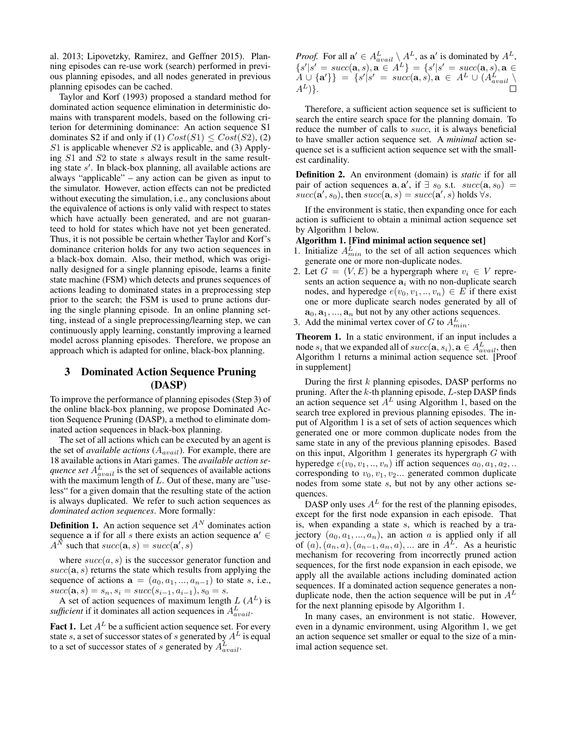al. 2013; Lipovetzky, Ramirez, and Geffner 2015). Planning episodes can re-use work (search) performed in previous planning episodes, and all nodes generated in previous planning episodes can be cached.

Taylor and Korf (1993) proposed a standard method for dominated action sequence elimination in deterministic domains with transparent models, based on the following criterion for determining dominance: An action sequence S1 dominates S2 if and only if (1) $Cost(S1) \leq Cost(S2)$, (2) $S1$ is applicable whenever $S2$ is applicable, and (3) Applying $S1$ and $S2$ to state $s$ always result in the same resulting state $s'$. In black-box planning, all available actions are always "applicable" – any action can be given as input to the simulator. However, action effects can not be predicted without executing the simulation, i.e., any conclusions about the equivalence of actions is only valid with respect to states which have actually been generated, and are not guaranteed to hold for states which have not yet been generated. Thus, it is not possible be certain whether Taylor and Korf's dominance criterion holds for any two action sequences in a black-box domain. Also, their method, which was originally designed for a single planning episode, learns a finite state machine (FSM) which detects and prunes sequences of actions leading to dominated states in a preprocessing step prior to the search; the FSM is used to prune actions during the single planning episode. In an online planning setting, instead of a single preprocessing/learning step, we can continuously apply learning, constantly improving a learned model across planning episodes. Therefore, we propose an approach which is adapted for online, black-box planning.

## 3 Dominated Action Sequence Pruning (DASP)

To improve the performance of planning episodes (Step 3) of the online black-box planning, we propose Dominated Action Sequence Pruning (DASP), a method to eliminate dominated action sequences in black-box planning.

The set of all actions which can be executed by an agent is the set of *available actions* ($A_{avail}$). For example, there are 18 available actions in Atari games. The *available action sequence set $A^L_{avail}$* is the set of sequences of available actions with the maximum length of $L$. Out of these, many are "useless" for a given domain that the resulting state of the action is always duplicated. We refer to such action sequences as *dominated action sequences*. More formally:

**Definition 1.** An action sequence set $A^N$ dominates action sequence $\mathbf{a}$ if for all $s$ there exists an action sequence $\mathbf{a}' \in A^N$ such that $succ(\mathbf{a}, s) = succ(\mathbf{a}', s)$

where $succ(a, s)$ is the successor generator function and $succ(\mathbf{a}, s)$ returns the state which results from applying the sequence of actions $\mathbf{a} = (a_0, a_1, ..., a_{n-1})$ to state $s$, i.e., $succ(\mathbf{a}, s) = s_n, s_i = succ(s_{i-1}, a_{i-1}), s_0 = s$.

A set of action sequences of maximum length $L$ ($A^L$) is *sufficient* if it dominates all action sequences in $A^L_{avail}$.

**Fact 1.** Let $A^L$ be a sufficient action sequence set. For every state $s$, a set of successor states of $s$ generated by $A^L$ is equal to a set of successor states of $s$ generated by $A^L_{avail}$.

*Proof.* For all $\mathbf{a}' \in A^L_{avail} \setminus A^L$, as $\mathbf{a}'$ is dominated by $A^L$, $\{s' | s' = succ(\mathbf{a}, s), \mathbf{a} \in A^L\} = \{s' | s' = succ(\mathbf{a}, s), \mathbf{a} \in A \cup \{\mathbf{a}'\}\} = \{s' | s' = succ(\mathbf{a}, s), \mathbf{a} \in A^L \cup (A^L_{avail} \setminus A^L)\}$. □

Therefore, a sufficient action sequence set is sufficient to search the entire search space for the planning domain. To reduce the number of calls to $succ$, it is always beneficial to have smaller action sequence set. A *minimal* action sequence set is a sufficient action sequence set with the smallest cardinality.

**Definition 2.** An environment (domain) is *static* if for all pair of action sequences $\mathbf{a}, \mathbf{a}'$, if $\exists$ $s_0$ s.t. $succ(\mathbf{a}, s_0) = succ(\mathbf{a}', s_0)$, then $succ(\mathbf{a}, s) = succ(\mathbf{a}', s)$ holds $\forall s$.

If the environment is static, then expanding once for each action is sufficient to obtain a minimal action sequence set by Algorithm 1 below.

**Algorithm 1. [Find minimal action sequence set]**

1. Initialize $A^L_{min}$ to the set of all action sequences which generate one or more non-duplicate nodes.
2. Let $G = (V, E)$ be a hypergraph where $v_i \in V$ represents an action sequence $\mathbf{a}_i$ with no non-duplicate search nodes, and hyperedge $e(v_0, v_1, .., v_n) \in E$ if there exist one or more duplicate search nodes generated by all of $\mathbf{a}_0, \mathbf{a}_1, ..., \mathbf{a}_n$ but not by any other actions sequences.
3. Add the minimal vertex cover of $G$ to $A^L_{min}$.

**Theorem 1.** In a static environment, if an input includes a node $s_i$ that we expanded all of $succ(\mathbf{a}, s_i), \mathbf{a} \in A^L_{avail}$, then Algorithm 1 returns a minimal action sequence set. [Proof in supplement]

During the first $k$ planning episodes, DASP performs no pruning. After the $k$-th planning episode, $L$-step DASP finds an action sequence set $A^L$ using Algorithm 1, based on the search tree explored in previous planning episodes. The input of Algorithm 1 is a set of sets of action sequences which generated one or more common duplicate nodes from the same state in any of the previous planning episodes. Based on this input, Algorithm 1 generates its hypergraph $G$ with hyperedge $e(v_0, v_1, .., v_n)$ iff action sequences $a_0, a_1, a_2, ..$ corresponding to $v_0, v_1, v_2...$ generated common duplicate nodes from some state $s$, but not by any other actions sequences.

DASP only uses $A^L$ for the rest of the planning episodes, except for the first node expansion in each episode. That is, when expanding a state $s$, which is reached by a trajectory $(a_0, a_1, ..., a_n)$, an action $a$ is applied only if all of $(a), (a_n, a), (a_{n-1}, a_n, a), ...$ are in $A^L$. As a heuristic mechanism for recovering from incorrectly pruned action sequences, for the first node expansion in each episode, we apply all the available actions including dominated action sequences. If a dominated action sequence generates a non-duplicate node, then the action sequence will be put in $A^L$ for the next planning episode by Algorithm 1.

In many cases, an environment is not static. However, even in a dynamic environment, using Algorithm 1, we get an action sequence set smaller or equal to the size of a minimal action sequence set.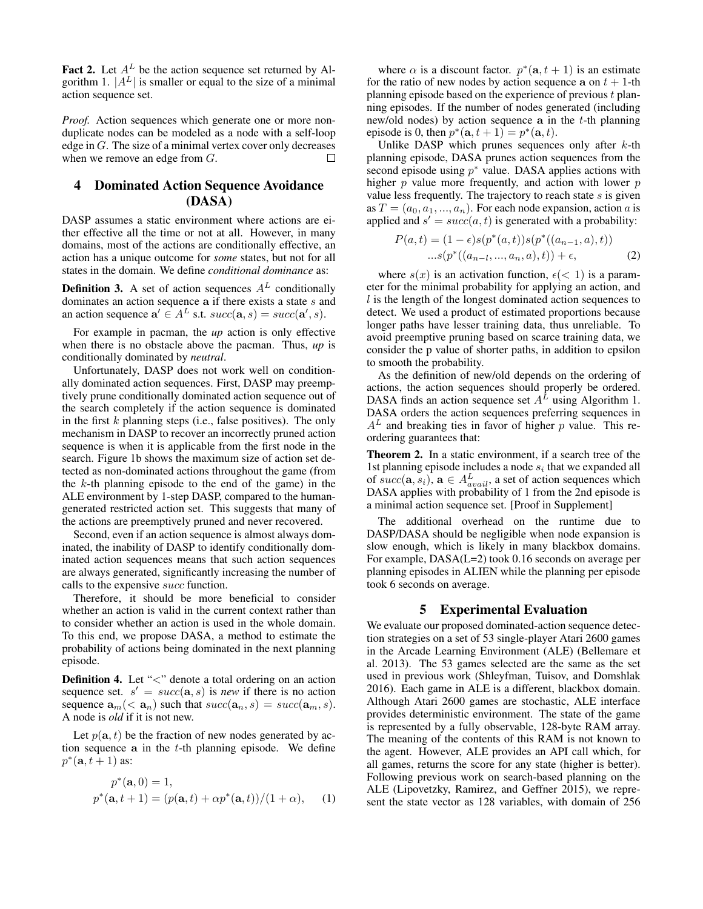**Fact 2.** Let $A^L$ be the action sequence set returned by Algorithm 1. $|A^L|$ is smaller or equal to the size of a minimal action sequence set.

*Proof.* Action sequences which generate one or more non-duplicate nodes can be modeled as a node with a self-loop edge in $G$. The size of a minimal vertex cover only decreases when we remove an edge from $G$. □

## 4 Dominated Action Sequence Avoidance (DASA)

DASP assumes a static environment where actions are either effective all the time or not at all. However, in many domains, most of the actions are conditionally effective, an action has a unique outcome for *some* states, but not for all states in the domain. We define *conditional dominance* as:

**Definition 3.** A set of action sequences $A^L$ conditionally dominates an action sequence $\mathbf{a}$ if there exists a state $s$ and an action sequence $\mathbf{a}' \in A^L$ s.t. $succ(\mathbf{a}, s) = succ(\mathbf{a}', s)$.

For example in pacman, the *up* action is only effective when there is no obstacle above the pacman. Thus, *up* is conditionally dominated by *neutral*.

Unfortunately, DASP does not work well on conditionally dominated action sequences. First, DASP may preemptively prune conditionally dominated action sequence out of the search completely if the action sequence is dominated in the first $k$ planning steps (i.e., false positives). The only mechanism in DASP to recover an incorrectly pruned action sequence is when it is applicable from the first node in the search. Figure 1b shows the maximum size of action set detected as non-dominated actions throughout the game (from the $k$-th planning episode to the end of the game) in the ALE environment by 1-step DASP, compared to the human-generated restricted action set. This suggests that many of the actions are preemptively pruned and never recovered.

Second, even if an action sequence is almost always dominated, the inability of DASP to identify conditionally dominated action sequences means that such action sequences are always generated, significantly increasing the number of calls to the expensive $succ$ function.

Therefore, it should be more beneficial to consider whether an action is valid in the current context rather than to consider whether an action is used in the whole domain. To this end, we propose DASA, a method to estimate the probability of actions being dominated in the next planning episode.

**Definition 4.** Let "<" denote a total ordering on an action sequence set. $s' = succ(\mathbf{a}, s)$ is *new* if there is no action sequence $\mathbf{a}_m (< \mathbf{a}_n)$ such that $succ(\mathbf{a}_n, s) = succ(\mathbf{a}_m, s)$. A node is *old* if it is not new.

Let $p(\mathbf{a}, t)$ be the fraction of new nodes generated by action sequence $\mathbf{a}$ in the $t$-th planning episode. We define $p^*(\mathbf{a}, t+1)$ as:

$$
\begin{aligned}
&p^*(\mathbf{a}, 0) = 1, \\
&p^*(\mathbf{a}, t+1) = (p(\mathbf{a}, t) + \alpha p^*(\mathbf{a}, t))/(1+\alpha), \qquad (1)
\end{aligned}
$$

where $\alpha$ is a discount factor. $p^*(\mathbf{a}, t+1)$ is an estimate for the ratio of new nodes by action sequence $\mathbf{a}$ on $t+1$-th planning episode based on the experience of previous $t$ planning episodes. If the number of nodes generated (including new/old nodes) by action sequence $\mathbf{a}$ in the $t$-th planning episode is 0, then $p^*(\mathbf{a}, t+1) = p^*(\mathbf{a}, t)$.

Unlike DASP which prunes sequences only after $k$-th planning episode, DASA prunes action sequences from the second episode using $p^*$ value. DASA applies actions with higher $p$ value more frequently, and action with lower $p$ value less frequently. The trajectory to reach state $s$ is given as $T = (a_0, a_1, ..., a_n)$. For each node expansion, action $a$ is applied and $s' = succ(a, t)$ is generated with a probability:

$$
\begin{aligned}
P(a, t) = (1-\epsilon)s(p^*(a, t))s(p^*((a_{n-1}, a), t)) \\
...s(p^*((a_{n-l}, ..., a_n, a), t)) + \epsilon, \qquad (2)
\end{aligned}
$$

where $s(x)$ is an activation function, $\epsilon (< 1)$ is a parameter for the minimal probability for applying an action, and $l$ is the length of the longest dominated action sequences to detect. We used a product of estimated proportions because longer paths have lesser training data, thus unreliable. To avoid preemptive pruning based on scarce training data, we consider the p value of shorter paths, in addition to epsilon to smooth the probability.

As the definition of new/old depends on the ordering of actions, the action sequences should properly be ordered. DASA finds an action sequence set $A^L$ using Algorithm 1. DASA orders the action sequences preferring sequences in $A^L$ and breaking ties in favor of higher $p$ value. This reordering guarantees that:

**Theorem 2.** In a static environment, if a search tree of the 1st planning episode includes a node $s_i$ that we expanded all of $succ(\mathbf{a}, s_i)$, $\mathbf{a} \in A^L_{avail}$, a set of action sequences which DASA applies with probability of 1 from the 2nd episode is a minimal action sequence set. [Proof in Supplement]

The additional overhead on the runtime due to DASP/DASA should be negligible when node expansion is slow enough, which is likely in many blackbox domains. For example, DASA(L=2) took 0.16 seconds on average per planning episodes in ALIEN while the planning per episode took 6 seconds on average.

## 5 Experimental Evaluation

We evaluate our proposed dominated-action sequence detection strategies on a set of 53 single-player Atari 2600 games in the Arcade Learning Environment (ALE) (Bellemare et al. 2013). The 53 games selected are the same as the set used in previous work (Shleyfman, Tuisov, and Domshlak 2016). Each game in ALE is a different, blackbox domain. Although Atari 2600 games are stochastic, ALE interface provides deterministic environment. The state of the game is represented by a fully observable, 128-byte RAM array. The meaning of the contents of this RAM is not known to the agent. However, ALE provides an API call which, for all games, returns the score for any state (higher is better). Following previous work on search-based planning on the ALE (Lipovetzky, Ramirez, and Geffner 2015), we represent the state vector as 128 variables, with domain of 256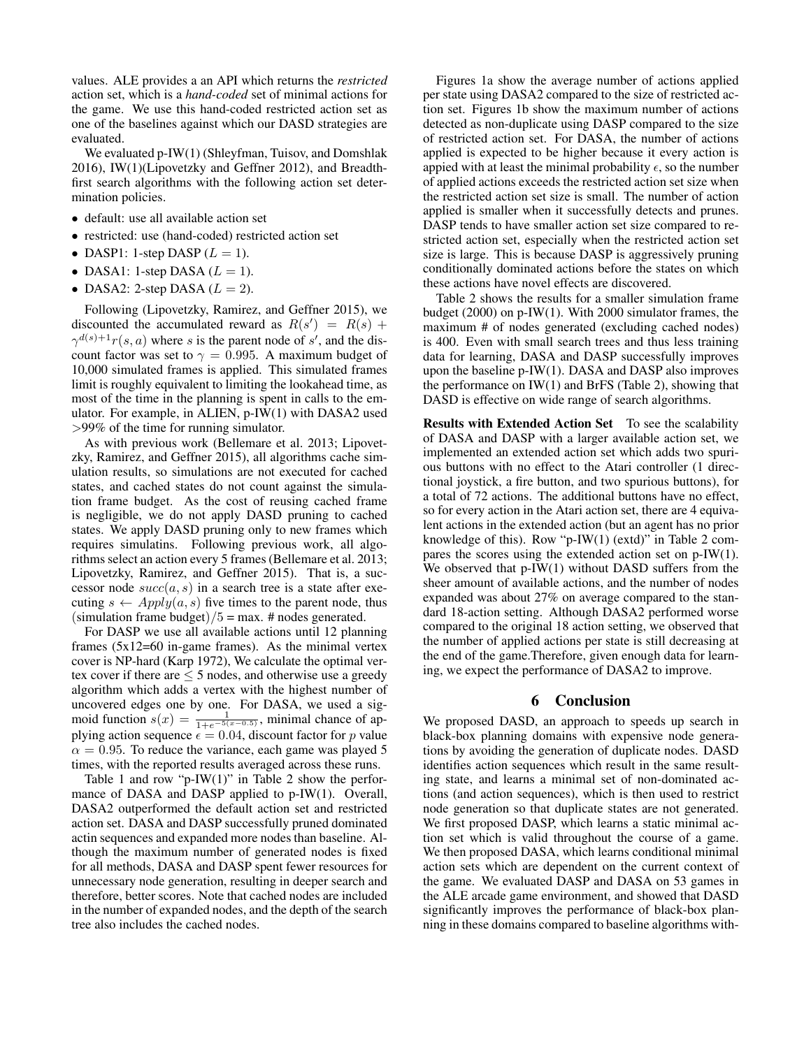values. ALE provides a an API which returns the *restricted* action set, which is a *hand-coded* set of minimal actions for the game. We use this hand-coded restricted action set as one of the baselines against which our DASD strategies are evaluated.

We evaluated p-IW(1) (Shleyfman, Tuisov, and Domshlak 2016), IW(1)(Lipovetzky and Geffner 2012), and Breadth-first search algorithms with the following action set determination policies.

- default: use all available action set
- restricted: use (hand-coded) restricted action set
- DASP1: 1-step DASP ($L = 1$).
- DASA1: 1-step DASA ($L = 1$).
- DASA2: 2-step DASA ($L = 2$).

Following (Lipovetzky, Ramirez, and Geffner 2015), we discounted the accumulated reward as $R(s') = R(s) + \gamma^{d(s)+1} r(s, a)$ where $s$ is the parent node of $s'$, and the discount factor was set to $\gamma = 0.995$. A maximum budget of 10,000 simulated frames is applied. This simulated frames limit is roughly equivalent to limiting the lookahead time, as most of the time in the planning is spent in calls to the emulator. For example, in ALIEN, p-IW(1) with DASA2 used >99% of the time for running simulator.

As with previous work (Bellemare et al. 2013; Lipovetzky, Ramirez, and Geffner 2015), all algorithms cache simulation results, so simulations are not executed for cached states, and cached states do not count against the simulation frame budget. As the cost of reusing cached frame is negligible, we do not apply DASD pruning to cached states. We apply DASD pruning only to new frames which requires simulatins. Following previous work, all algorithms select an action every 5 frames (Bellemare et al. 2013; Lipovetzky, Ramirez, and Geffner 2015). That is, a successor node $succ(a, s)$ in a search tree is a state after executing $s \leftarrow Apply(a, s)$ five times to the parent node, thus (simulation frame budget)$/5$ = max. # nodes generated.

For DASP we use all available actions until 12 planning frames (5x12=60 in-game frames). As the minimal vertex cover is NP-hard (Karp 1972), We calculate the optimal vertex cover if there are $\leq 5$ nodes, and otherwise use a greedy algorithm which adds a vertex with the highest number of uncovered edges one by one. For DASA, we used a sigmoid function $s(x) = \frac{1}{1+e^{-5(x-0.5)}}$, minimal chance of applying action sequence $\epsilon = 0.04$, discount factor for $p$ value $\alpha = 0.95$. To reduce the variance, each game was played 5 times, with the reported results averaged across these runs.

Table 1 and row "p-IW(1)" in Table 2 show the performance of DASA and DASP applied to p-IW(1). Overall, DASA2 outperformed the default action set and restricted action set. DASA and DASP successfully pruned dominated actin sequences and expanded more nodes than baseline. Although the maximum number of generated nodes is fixed for all methods, DASA and DASP spent fewer resources for unnecessary node generation, resulting in deeper search and therefore, better scores. Note that cached nodes are included in the number of expanded nodes, and the depth of the search tree also includes the cached nodes.

Figures 1a show the average number of actions applied per state using DASA2 compared to the size of restricted action set. Figures 1b show the maximum number of actions detected as non-duplicate using DASP compared to the size of restricted action set. For DASA, the number of actions applied is expected to be higher because it every action is appied with at least the minimal probability $\epsilon$, so the number of applied actions exceeds the restricted action set size when the restricted action set size is small. The number of action applied is smaller when it successfully detects and prunes. DASP tends to have smaller action set size compared to restricted action set, especially when the restricted action set size is large. This is because DASP is aggressively pruning conditionally dominated actions before the states on which these actions have novel effects are discovered.

Table 2 shows the results for a smaller simulation frame budget (2000) on p-IW(1). With 2000 simulator frames, the maximum # of nodes generated (excluding cached nodes) is 400. Even with small search trees and thus less training data for learning, DASA and DASP successfully improves upon the baseline p-IW(1). DASA and DASP also improves the performance on IW(1) and BrFS (Table 2), showing that DASD is effective on wide range of search algorithms.

**Results with Extended Action Set** To see the scalability of DASA and DASP with a larger available action set, we implemented an extended action set which adds two spurious buttons with no effect to the Atari controller (1 directional joystick, a fire button, and two spurious buttons), for a total of 72 actions. The additional buttons have no effect, so for every action in the Atari action set, there are 4 equivalent actions in the extended action (but an agent has no prior knowledge of this). Row "p-IW(1) (extd)" in Table 2 compares the scores using the extended action set on p-IW(1). We observed that p-IW(1) without DASD suffers from the sheer amount of available actions, and the number of nodes expanded was about 27% on average compared to the standard 18-action setting. Although DASA2 performed worse compared to the original 18 action setting, we observed that the number of applied actions per state is still decreasing at the end of the game.Therefore, given enough data for learning, we expect the performance of DASA2 to improve.

## 6 Conclusion

We proposed DASD, an approach to speeds up search in black-box planning domains with expensive node generations by avoiding the generation of duplicate nodes. DASD identifies action sequences which result in the same resulting state, and learns a minimal set of non-dominated actions (and action sequences), which is then used to restrict node generation so that duplicate states are not generated. We first proposed DASP, which learns a static minimal action set which is valid throughout the course of a game. We then proposed DASA, which learns conditional minimal action sets which are dependent on the current context of the game. We evaluated DASP and DASA on 53 games in the ALE arcade game environment, and showed that DASD significantly improves the performance of black-box planning in these domains compared to baseline algorithms with-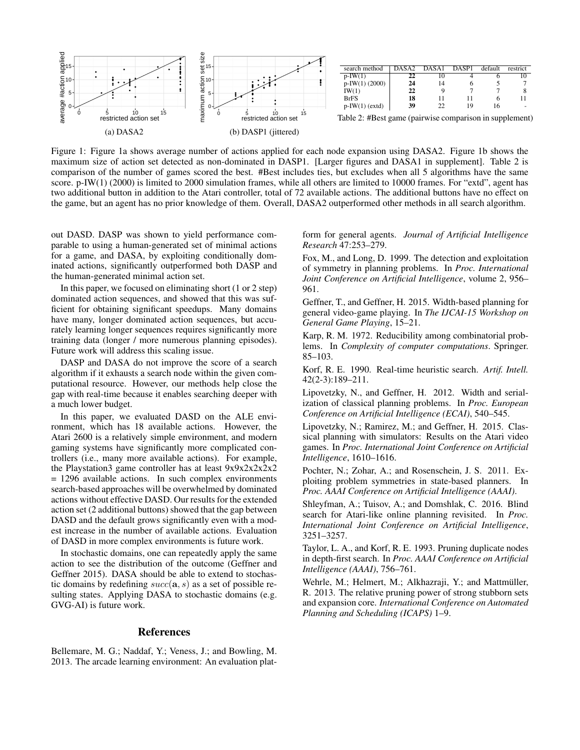(a) DASA2

(b) DASP1 (jittered)

| search method | DASA2 | DASA1 | DASP1 | default | restrict |
|---|---|---|---|---|---|
| p-IW(1) | **22** | 10 | 4 | 6 | 10 |
| p-IW(1) (2000) | **24** | 14 | 6 | 5 | 7 |
| IW(1) | **22** | 9 | 7 | 7 | 8 |
| BrFS | **18** | 11 | 11 | 6 | 11 |
| p-IW(1) (extd) | **39** | 22 | 19 | 16 | - |

Table 2: #Best game (pairwise comparison in supplement)

Figure 1: Figure 1a shows average number of actions applied for each node expansion using DASA2. Figure 1b shows the maximum size of action set detected as non-dominated in DASP1. [Larger figures and DASA1 in supplement]. Table 2 is comparison of the number of games scored the best. #Best includes ties, but excludes when all 5 algorithms have the same score. p-IW(1) (2000) is limited to 2000 simulation frames, while all others are limited to 10000 frames. For "extd", agent has two additional button in addition to the Atari controller, total of 72 available actions. The additional buttons have no effect on the game, but an agent has no prior knowledge of them. Overall, DASA2 outperformed other methods in all search algorithm.

out DASD. DASP was shown to yield performance comparable to using a human-generated set of minimal actions for a game, and DASA, by exploiting conditionally dominated actions, significantly outperformed both DASP and the human-generated minimal action set.

In this paper, we focused on eliminating short (1 or 2 step) dominated action sequences, and showed that this was sufficient for obtaining significant speedups. Many domains have many, longer dominated action sequences, but accurately learning longer sequences requires significantly more training data (longer / more numerous planning episodes). Future work will address this scaling issue.

DASP and DASA do not improve the score of a search algorithm if it exhausts a search node within the given computational resource. However, our methods help close the gap with real-time because it enables searching deeper with a much lower budget.

In this paper, we evaluated DASD on the ALE environment, which has 18 available actions. However, the Atari 2600 is a relatively simple environment, and modern gaming systems have significantly more complicated controllers (i.e., many more available actions). For example, the Playstation3 game controller has at least 9x9x2x2x2x2 = 1296 available actions. In such complex environments search-based approaches will be overwhelmed by dominated actions without effective DASD. Our results for the extended action set (2 additional buttons) showed that the gap between DASD and the default grows significantly even with a modest increase in the number of available actions. Evaluation of DASD in more complex environments is future work.

In stochastic domains, one can repeatedly apply the same action to see the distribution of the outcome (Geffner and Geffner 2015). DASA should be able to extend to stochastic domains by redefining $succ(\mathbf{a}, s)$ as a set of possible resulting states. Applying DASA to stochastic domains (e.g. GVG-AI) is future work.

## References

Bellemare, M. G.; Naddaf, Y.; Veness, J.; and Bowling, M. 2013. The arcade learning environment: An evaluation platform for general agents. *Journal of Artificial Intelligence Research* 47:253–279.

Fox, M., and Long, D. 1999. The detection and exploitation of symmetry in planning problems. In *Proc. International Joint Conference on Artificial Intelligence*, volume 2, 956–961.

Geffner, T., and Geffner, H. 2015. Width-based planning for general video-game playing. In *The IJCAI-15 Workshop on General Game Playing*, 15–21.

Karp, R. M. 1972. Reducibility among combinatorial problems. In *Complexity of computer computations*. Springer. 85–103.

Korf, R. E. 1990. Real-time heuristic search. *Artif. Intell.* 42(2-3):189–211.

Lipovetzky, N., and Geffner, H. 2012. Width and serialization of classical planning problems. In *Proc. European Conference on Artificial Intelligence (ECAI)*, 540–545.

Lipovetzky, N.; Ramirez, M.; and Geffner, H. 2015. Classical planning with simulators: Results on the Atari video games. In *Proc. International Joint Conference on Artificial Intelligence*, 1610–1616.

Pochter, N.; Zohar, A.; and Rosenschein, J. S. 2011. Exploiting problem symmetries in state-based planners. In *Proc. AAAI Conference on Artificial Intelligence (AAAI)*.

Shleyfman, A.; Tuisov, A.; and Domshlak, C. 2016. Blind search for Atari-like online planning revisited. In *Proc. International Joint Conference on Artificial Intelligence*, 3251–3257.

Taylor, L. A., and Korf, R. E. 1993. Pruning duplicate nodes in depth-first search. In *Proc. AAAI Conference on Artificial Intelligence (AAAI)*, 756–761.

Wehrle, M.; Helmert, M.; Alkhazraji, Y.; and Mattmüller, R. 2013. The relative pruning power of strong stubborn sets and expansion core. *International Conference on Automated Planning and Scheduling (ICAPS)* 1–9.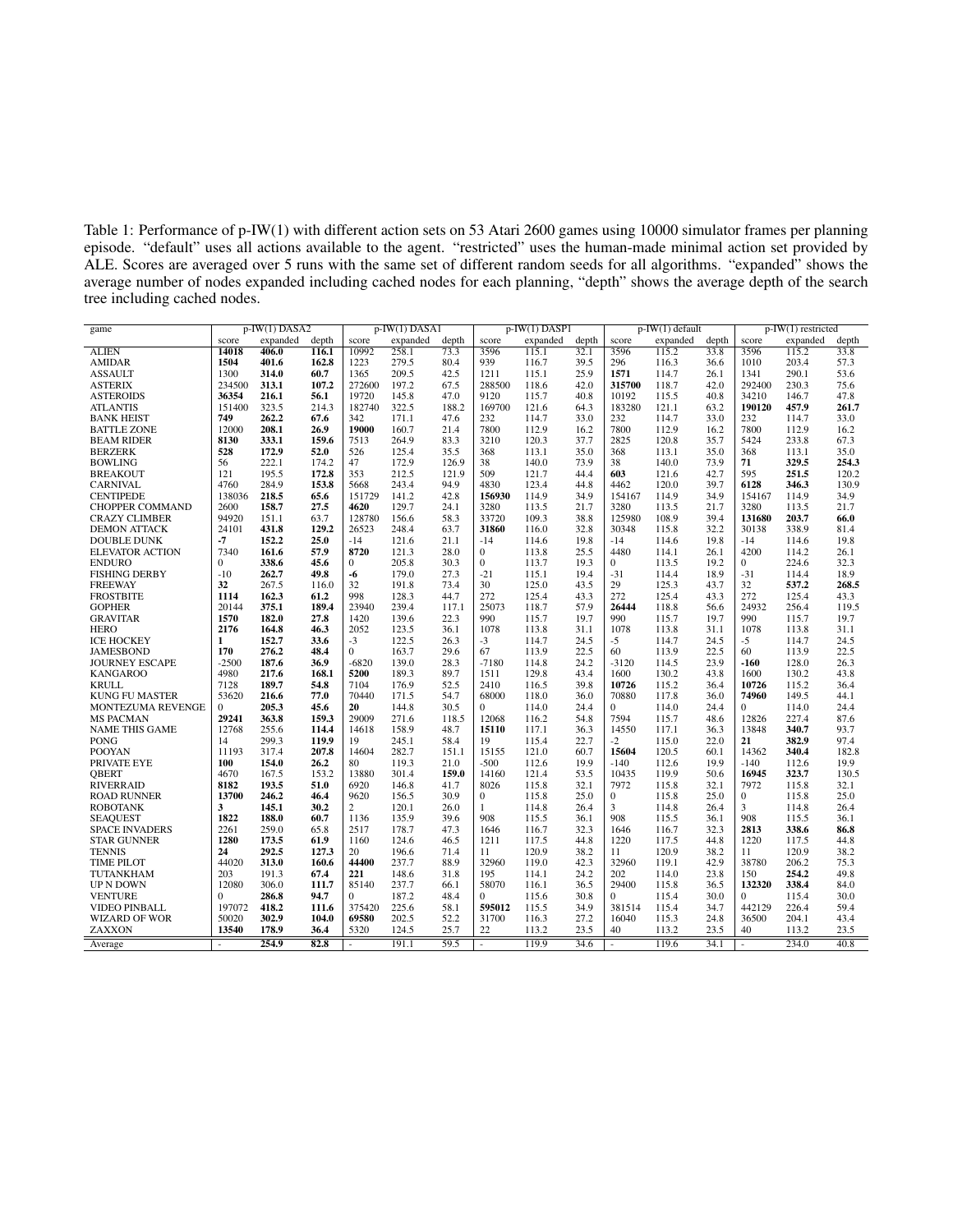Table 1: Performance of p-IW(1) with different action sets on 53 Atari 2600 games using 10000 simulator frames per planning episode. "default" uses all actions available to the agent. "restricted" uses the human-made minimal action set provided by ALE. Scores are averaged over 5 runs with the same set of different random seeds for all algorithms. "expanded" shows the average number of nodes expanded including cached nodes for each planning, "depth" shows the average depth of the search tree including cached nodes.

| game | p-IW(1) DASA2 | | | p-IW(1) DASA1 | | | p-IW(1) DASP1 | | | p-IW(1) default | | | p-IW(1) restricted | | |
|---|---|---|---|---|---|---|---|---|---|---|---|---|---|---|---|
| | score | expanded | depth | score | expanded | depth | score | expanded | depth | score | expanded | depth | score | expanded | depth |
| ALIEN | **14018** | **406.0** | **116.1** | 10992 | 258.1 | 73.3 | 3596 | 115.1 | 32.1 | 3596 | 115.2 | 33.8 | 3596 | 115.2 | 33.8 |
| AMIDAR | **1504** | **401.6** | **162.8** | 1223 | 279.5 | 80.4 | 939 | 116.7 | 39.5 | 296 | 116.3 | 36.6 | 1010 | 203.4 | 57.3 |
| ASSAULT | 1300 | **314.0** | **60.7** | 1365 | 209.5 | 42.5 | 1211 | 115.1 | 25.9 | **1571** | 114.7 | 26.1 | 1341 | 290.1 | 53.6 |
| ASTERIX | 234500 | **313.1** | **107.2** | 272600 | 197.2 | 67.5 | 288500 | 118.6 | 42.0 | **315700** | 118.7 | 42.0 | 292400 | 230.3 | 75.6 |
| ASTEROIDS | **36354** | **216.1** | **56.1** | 19720 | 145.8 | 47.0 | 9120 | 115.7 | 40.8 | 10192 | 115.5 | 40.8 | 34210 | 146.7 | 47.8 |
| ATLANTIS | 151400 | 323.5 | 214.3 | 182740 | 322.5 | 188.2 | 169700 | 121.6 | 64.3 | 183280 | 121.1 | 63.2 | **190120** | **457.9** | **261.7** |
| BANK HEIST | **749** | **262.2** | **67.6** | 342 | 171.1 | 47.6 | 232 | 114.7 | 33.0 | 232 | 114.7 | 33.0 | 232 | 114.7 | 33.0 |
| BATTLE ZONE | 12000 | **208.1** | **26.9** | **19000** | 160.7 | 21.4 | 7800 | 112.9 | 16.2 | 7800 | 112.9 | 16.2 | 7800 | 112.9 | 16.2 |
| BEAM RIDER | **8130** | **333.1** | **159.6** | 7513 | 264.9 | 83.3 | 3210 | 120.3 | 37.7 | 2825 | 120.8 | 35.7 | 5424 | 233.8 | 67.3 |
| BERZERK | **528** | **172.9** | **52.0** | 526 | 125.4 | 35.5 | 368 | 113.1 | 35.0 | 368 | 113.1 | 35.0 | 368 | 113.1 | 35.0 |
| BOWLING | 56 | 222.1 | 174.2 | 47 | 172.9 | 126.9 | 38 | 140.0 | 73.9 | 38 | 140.0 | 73.9 | **71** | **329.5** | **254.3** |
| BREAKOUT | 121 | 195.5 | **172.8** | 353 | 212.5 | 121.9 | 509 | 121.7 | 44.4 | **603** | 121.6 | 42.7 | 595 | **251.5** | 120.2 |
| CARNIVAL | 4760 | 284.9 | **153.8** | 5668 | 243.4 | 94.9 | 4830 | 123.4 | 44.8 | 4462 | 120.0 | 39.7 | **6128** | **346.3** | 130.9 |
| CENTIPEDE | 138036 | **218.5** | **65.6** | 151729 | 141.2 | 42.8 | **156930** | 114.9 | 34.9 | 154167 | 114.9 | 34.9 | 154167 | 114.9 | 34.9 |
| CHOPPER COMMAND | 2600 | **158.7** | **27.5** | **4620** | 129.7 | 24.1 | 3280 | 113.5 | 21.7 | 3280 | 113.5 | 21.7 | 3280 | 113.5 | 21.7 |
| CRAZY CLIMBER | 94920 | 151.1 | 63.7 | 128780 | 156.6 | 58.3 | 33720 | 109.3 | 38.8 | 125980 | 108.9 | 39.4 | **131680** | **203.7** | **66.0** |
| DEMON ATTACK | 24101 | **431.8** | **129.2** | 26523 | 248.4 | 63.7 | **31860** | 116.0 | 32.8 | 30348 | 115.8 | 32.2 | 30138 | 338.9 | 81.4 |
| DOUBLE DUNK | **-7** | **152.2** | **25.0** | -14 | 121.6 | 21.1 | -14 | 114.6 | 19.8 | -14 | 114.6 | 19.8 | -14 | 114.6 | 19.8 |
| ELEVATOR ACTION | 7340 | **161.6** | **57.9** | **8720** | 121.3 | 28.0 | 0 | 113.8 | 25.5 | 4480 | 114.1 | 26.1 | 4200 | 114.2 | 26.1 |
| ENDURO | 0 | **338.6** | **45.6** | 0 | 205.8 | 30.3 | 0 | 113.7 | 19.3 | 0 | 113.5 | 19.2 | 0 | 224.6 | 32.3 |
| FISHING DERBY | -10 | **262.7** | **49.8** | **-6** | 179.0 | 27.3 | -21 | 115.1 | 19.4 | -31 | 114.4 | 18.9 | -31 | 114.4 | 18.9 |
| FREEWAY | **32** | 267.5 | 116.0 | 32 | 191.8 | 73.4 | 30 | 125.0 | 43.5 | 29 | 125.3 | 43.7 | 32 | **537.2** | **268.5** |
| FROSTBITE | **1114** | **162.3** | **61.2** | 998 | 128.3 | 44.7 | 272 | 125.4 | 43.3 | 272 | 125.4 | 43.3 | 272 | 125.4 | 43.3 |
| GOPHER | 20144 | **375.1** | **189.4** | 23940 | 239.4 | 117.1 | 25073 | 118.7 | 57.9 | **26444** | 118.8 | 56.6 | 24932 | 256.4 | 119.5 |
| GRAVITAR | **1570** | **182.0** | **27.8** | 1420 | 139.6 | 22.3 | 990 | 115.7 | 19.7 | 990 | 115.7 | 19.7 | 990 | 115.7 | 19.7 |
| HERO | **2176** | **164.8** | **46.3** | 2052 | 123.5 | 36.1 | 1078 | 113.8 | 31.1 | 1078 | 113.8 | 31.1 | 1078 | 113.8 | 31.1 |
| ICE HOCKEY | **1** | **152.7** | **33.6** | -3 | 122.5 | 26.3 | -3 | 114.7 | 24.5 | -5 | 114.7 | 24.5 | -5 | 114.7 | 24.5 |
| JAMESBOND | **170** | **276.2** | **48.4** | 0 | 163.7 | 29.6 | 67 | 113.9 | 22.5 | 60 | 113.9 | 22.5 | 60 | 113.9 | 22.5 |
| JOURNEY ESCAPE | -2500 | **187.6** | **36.9** | -6820 | 139.0 | 28.3 | -7180 | 114.8 | 24.2 | -3120 | 114.5 | 23.9 | **-160** | 128.0 | 26.3 |
| KANGAROO | 4980 | **217.6** | **168.1** | **5200** | 189.3 | 89.7 | 1511 | 129.8 | 43.4 | 1600 | 130.2 | 43.8 | 1600 | 130.2 | 43.8 |
| KRULL | 7128 | **189.7** | **54.8** | 7104 | 176.9 | 52.5 | 2410 | 116.5 | 39.8 | **10726** | 115.2 | 36.4 | **10726** | 115.2 | 36.4 |
| KUNG FU MASTER | 53620 | **216.6** | **77.0** | 70440 | 171.5 | 54.7 | 68000 | 118.0 | 36.0 | 70880 | 117.8 | 36.0 | **74960** | 149.5 | 44.1 |
| MONTEZUMA REVENGE | 0 | **205.3** | **45.6** | **20** | 144.8 | 30.5 | 0 | 114.0 | 24.4 | 0 | 114.0 | 24.4 | 0 | 114.0 | 24.4 |
| MS PACMAN | **29241** | **363.8** | **159.3** | 29009 | 271.6 | 118.5 | 12068 | 116.2 | 54.8 | 7594 | 115.7 | 48.6 | 12826 | 227.4 | 87.6 |
| NAME THIS GAME | 12768 | 255.6 | **114.4** | 14618 | 158.9 | 48.7 | **15110** | 117.1 | 36.3 | 14550 | 117.1 | 36.3 | 13848 | **340.7** | 93.7 |
| PONG | 14 | 299.3 | **119.9** | 19 | 245.1 | 58.4 | 19 | 115.4 | 22.7 | -2 | 115.0 | 22.0 | **21** | **382.9** | 97.4 |
| POOYAN | 11193 | 317.4 | **207.8** | 14604 | 282.7 | 151.1 | 15155 | 121.0 | 60.7 | **15604** | 120.5 | 60.1 | 14362 | **340.4** | 182.8 |
| PRIVATE EYE | **100** | **154.0** | **26.2** | 80 | 119.3 | 21.0 | -500 | 112.6 | 19.9 | -140 | 112.6 | 19.9 | -140 | 112.6 | 19.9 |
| QBERT | 4670 | 167.5 | 153.2 | 13880 | 301.4 | **159.0** | 14160 | 121.4 | 53.5 | 10435 | 119.9 | 50.6 | **16945** | **323.7** | 130.5 |
| RIVERRAID | **8182** | **193.5** | **51.0** | 6920 | 146.8 | 41.7 | 8026 | 115.8 | 32.1 | 7972 | 115.8 | 32.1 | 7972 | 115.8 | 32.1 |
| ROAD RUNNER | **13700** | **246.2** | **46.4** | 9620 | 156.5 | 30.9 | 0 | 115.8 | 25.0 | 0 | 115.8 | 25.0 | 0 | 115.8 | 25.0 |
| ROBOTANK | **3** | **145.1** | **30.2** | 2 | 120.1 | 26.0 | 1 | 114.8 | 26.4 | 3 | 114.8 | 26.4 | 3 | 114.8 | 26.4 |
| SEAQUEST | **1822** | **188.0** | **60.7** | 1136 | 135.9 | 39.6 | 908 | 115.5 | 36.1 | 908 | 115.5 | 36.1 | 908 | 115.5 | 36.1 |
| SPACE INVADERS | 2261 | 259.0 | 65.8 | 2517 | 178.7 | 47.3 | 1646 | 116.7 | 32.3 | 1646 | 116.7 | 32.3 | **2813** | **338.6** | **86.8** |
| STAR GUNNER | **1280** | **173.5** | **61.9** | 1160 | 124.6 | 46.5 | 1211 | 117.5 | 44.8 | 1220 | 117.5 | 44.8 | 1220 | 117.5 | 44.8 |
| TENNIS | **24** | **292.5** | **127.3** | 20 | 196.6 | 71.4 | 11 | 120.9 | 38.2 | 11 | 120.9 | 38.2 | 11 | 120.9 | 38.2 |
| TIME PILOT | 44020 | **313.0** | **160.6** | **44400** | 237.7 | 88.9 | 32960 | 119.0 | 42.3 | 32960 | 119.1 | 42.9 | 38780 | 206.2 | 75.3 |
| TUTANKHAM | 203 | 191.3 | **67.4** | **221** | 148.6 | 31.8 | 195 | 114.1 | 24.2 | 202 | 114.0 | 23.8 | 150 | **254.2** | 49.8 |
| UP N DOWN | 12080 | 306.0 | **111.7** | 85140 | 237.7 | 66.1 | 58070 | 116.1 | 36.5 | 29400 | 115.8 | 36.5 | **132320** | **338.4** | 84.0 |
| VENTURE | 0 | **286.8** | **94.7** | 0 | 187.2 | 48.4 | 0 | 115.6 | 30.8 | 0 | 115.4 | 30.0 | 0 | 115.4 | 30.0 |
| VIDEO PINBALL | 197072 | **418.2** | **111.6** | 375420 | 225.6 | 58.1 | **595012** | 115.5 | 34.9 | 381514 | 115.4 | 34.7 | 442129 | 226.4 | 59.4 |
| WIZARD OF WOR | 50020 | **302.9** | **104.0** | **69580** | 202.5 | 52.2 | 31700 | 116.3 | 27.2 | 16040 | 115.3 | 24.8 | 36500 | 204.1 | 43.4 |
| ZAXXON | **13540** | **178.9** | **36.4** | 5320 | 124.5 | 25.7 | 22 | 113.2 | 23.5 | 40 | 113.2 | 23.5 | 40 | 113.2 | 23.5 |
| Average | - | **254.9** | **82.8** | - | 191.1 | 59.5 | - | 119.9 | 34.6 | - | 119.6 | 34.1 | - | 234.0 | 40.8 |